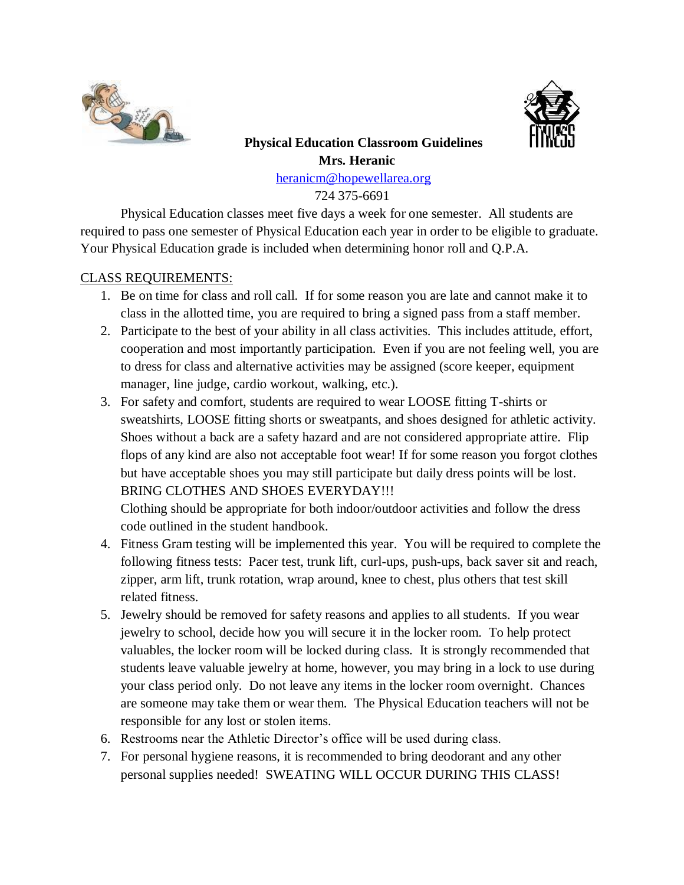# Physical Education Classroom Guidelines

**Mrs. Heranic**

heranicm@hopewellarea.org

724 375-6691

Physical Education classes meet five days a week for one semester. All students are required to pass one semester of Physical Education each year in order to be eligible to graduate. Your Physical Education grade is included when determining honor roll and Q.P.A.

CLASS REQUIREMENTS:

1. Be on time for class and roll call. If for some reason you are late and cannot make it to class in the allotted time, you are required to bring a signed pass from a staff member.
2. Participate to the best of your ability in all class activities. This includes attitude, effort, cooperation and most importantly participation. Even if you are not feeling well, you are to dress for class and alternative activities may be assigned (score keeper, equipment manager, line judge, cardio workout, walking, etc.).
3. For safety and comfort, students are required to wear LOOSE fitting T-shirts or sweatshirts, LOOSE fitting shorts or sweatpants, and shoes designed for athletic activity. Shoes without a back are a safety hazard and are not considered appropriate attire. Flip flops of any kind are also not acceptable foot wear! If for some reason you forgot clothes but have acceptable shoes you may still participate but daily dress points will be lost. BRING CLOTHES AND SHOES EVERYDAY!!!

   Clothing should be appropriate for both indoor/outdoor activities and follow the dress code outlined in the student handbook.
4. Fitness Gram testing will be implemented this year. You will be required to complete the following fitness tests: Pacer test, trunk lift, curl-ups, push-ups, back saver sit and reach, zipper, arm lift, trunk rotation, wrap around, knee to chest, plus others that test skill related fitness.
5. Jewelry should be removed for safety reasons and applies to all students. If you wear jewelry to school, decide how you will secure it in the locker room. To help protect valuables, the locker room will be locked during class. It is strongly recommended that students leave valuable jewelry at home, however, you may bring in a lock to use during your class period only. Do not leave any items in the locker room overnight. Chances are someone may take them or wear them. The Physical Education teachers will not be responsible for any lost or stolen items.
6. Restrooms near the Athletic Director's office will be used during class.
7. For personal hygiene reasons, it is recommended to bring deodorant and any other personal supplies needed! SWEATING WILL OCCUR DURING THIS CLASS!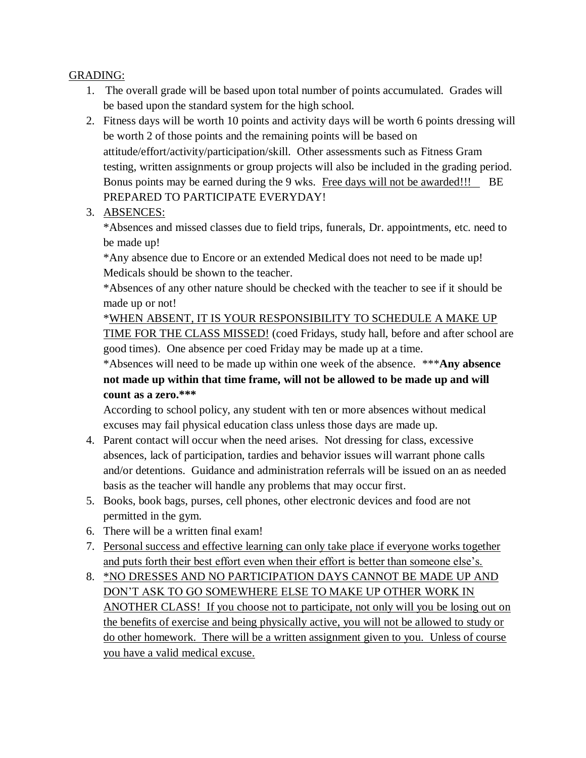<u>GRADING:</u>

1. The overall grade will be based upon total number of points accumulated. Grades will be based upon the standard system for the high school.
2. Fitness days will be worth 10 points and activity days will be worth 6 points dressing will be worth 2 of those points and the remaining points will be based on attitude/effort/activity/participation/skill. Other assessments such as Fitness Gram testing, written assignments or group projects will also be included in the grading period. Bonus points may be earned during the 9 wks. <u>Free days will not be awarded!!!</u> BE PREPARED TO PARTICIPATE EVERYDAY!
3. <u>ABSENCES:</u>

   *Absences and missed classes due to field trips, funerals, Dr. appointments, etc. need to be made up!

   *Any absence due to Encore or an extended Medical does not need to be made up! Medicals should be shown to the teacher.

   *Absences of any other nature should be checked with the teacher to see if it should be made up or not!

   *<u>WHEN ABSENT, IT IS YOUR RESPONSIBILITY TO SCHEDULE A MAKE UP TIME FOR THE CLASS MISSED!</u> (coed Fridays, study hall, before and after school are good times). One absence per coed Friday may be made up at a time.

   *Absences will need to be made up within one week of the absence. ***<b>Any absence not made up within that time frame, will not be allowed to be made up and will count as a zero.</b>***

   According to school policy, any student with ten or more absences without medical excuses may fail physical education class unless those days are made up.
4. Parent contact will occur when the need arises. Not dressing for class, excessive absences, lack of participation, tardies and behavior issues will warrant phone calls and/or detentions. Guidance and administration referrals will be issued on an as needed basis as the teacher will handle any problems that may occur first.
5. Books, book bags, purses, cell phones, other electronic devices and food are not permitted in the gym.
6. There will be a written final exam!
7. <u>Personal success and effective learning can only take place if everyone works together and puts forth their best effort even when their effort is better than someone else's.</u>
8. <u>*NO DRESSES AND NO PARTICIPATION DAYS CANNOT BE MADE UP AND DON'T ASK TO GO SOMEWHERE ELSE TO MAKE UP OTHER WORK IN ANOTHER CLASS! If you choose not to participate, not only will you be losing out on the benefits of exercise and being physically active, you will not be allowed to study or do other homework. There will be a written assignment given to you. Unless of course you have a valid medical excuse.</u>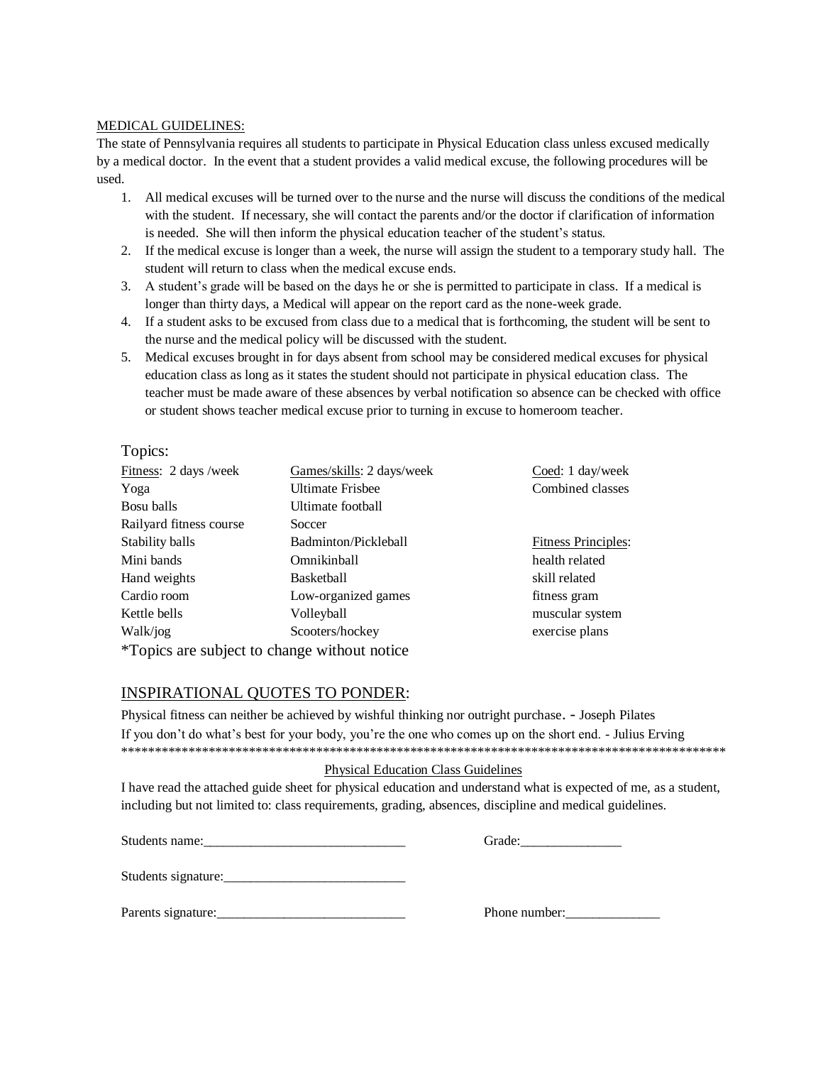MEDICAL GUIDELINES:

The state of Pennsylvania requires all students to participate in Physical Education class unless excused medically by a medical doctor. In the event that a student provides a valid medical excuse, the following procedures will be used.

1. All medical excuses will be turned over to the nurse and the nurse will discuss the conditions of the medical with the student. If necessary, she will contact the parents and/or the doctor if clarification of information is needed. She will then inform the physical education teacher of the student's status.
2. If the medical excuse is longer than a week, the nurse will assign the student to a temporary study hall. The student will return to class when the medical excuse ends.
3. A student's grade will be based on the days he or she is permitted to participate in class. If a medical is longer than thirty days, a Medical will appear on the report card as the none-week grade.
4. If a student asks to be excused from class due to a medical that is forthcoming, the student will be sent to the nurse and the medical policy will be discussed with the student.
5. Medical excuses brought in for days absent from school may be considered medical excuses for physical education class as long as it states the student should not participate in physical education class. The teacher must be made aware of these absences by verbal notification so absence can be checked with office or student shows teacher medical excuse prior to turning in excuse to homeroom teacher.

Topics:

| | | |
|---|---|---|
| Fitness: 2 days /week | Games/skills: 2 days/week | Coed: 1 day/week |
| Yoga | Ultimate Frisbee | Combined classes |
| Bosu balls | Ultimate football | |
| Railyard fitness course | Soccer | |
| Stability balls | Badminton/Pickleball | Fitness Principles: |
| Mini bands | Omnikinball | health related |
| Hand weights | Basketball | skill related |
| Cardio room | Low-organized games | fitness gram |
| Kettle bells | Volleyball | muscular system |
| Walk/jog | Scooters/hockey | exercise plans |

*Topics are subject to change without notice

INSPIRATIONAL QUOTES TO PONDER:

Physical fitness can neither be achieved by wishful thinking nor outright purchase. - Joseph Pilates

If you don't do what's best for your body, you're the one who comes up on the short end. - Julius Erving

*********************************************************************************************

Physical Education Class Guidelines

I have read the attached guide sheet for physical education and understand what is expected of me, as a student, including but not limited to: class requirements, grading, absences, discipline and medical guidelines.

Students name:______________________________ Grade:_______________

Students signature:___________________________

Parents signature:____________________________ Phone number:______________